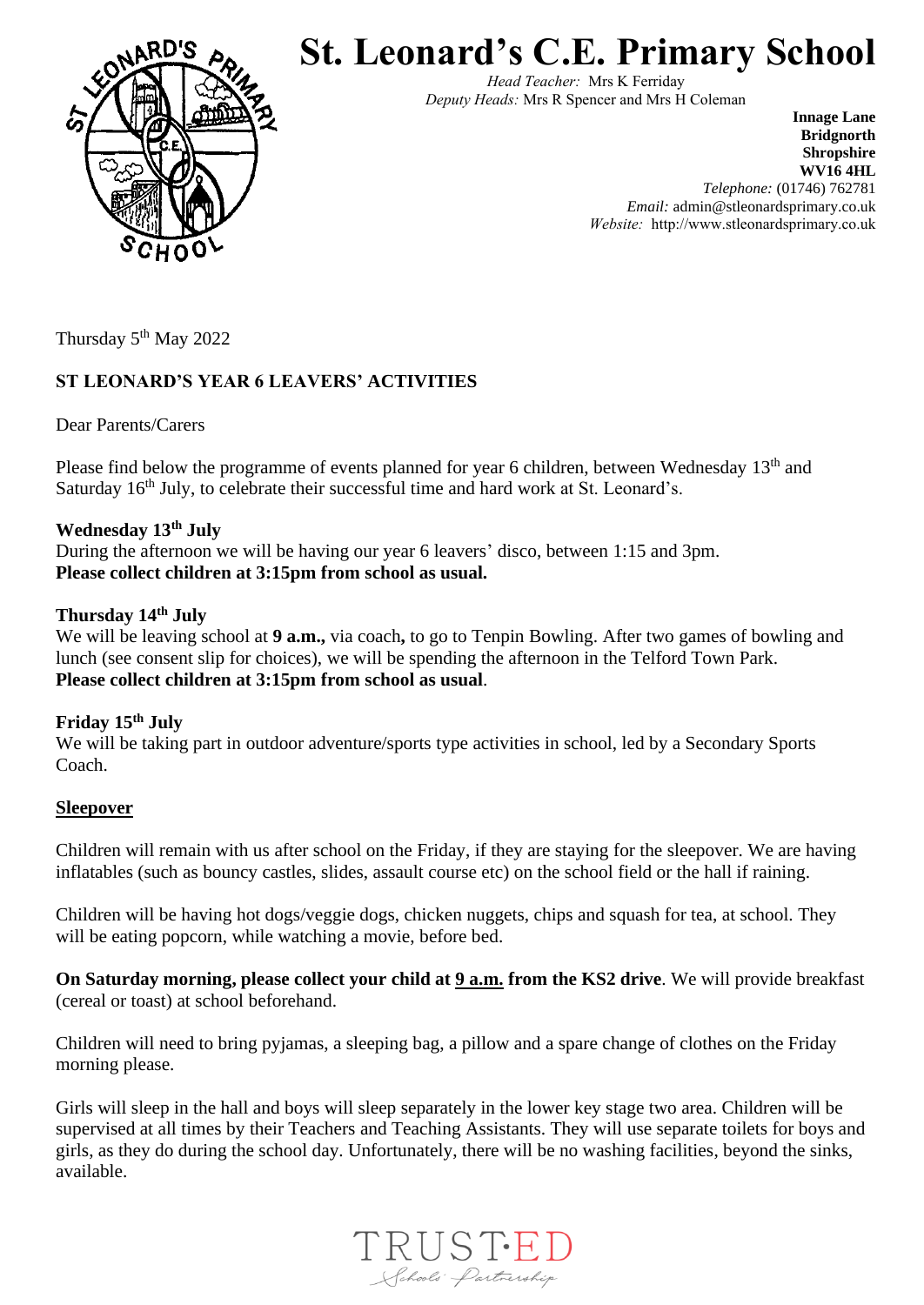# St. Leonard's C.E. Primary School

*Head Teacher:* Mrs K Ferriday
*Deputy Heads:* Mrs R Spencer and Mrs H Coleman

**Innage Lane**
**Bridgnorth**
**Shropshire**
**WV16 4HL**
*Telephone:* (01746) 762781
*Email:* admin@stleonardsprimary.co.uk
*Website:* http://www.stleonardsprimary.co.uk

Thursday 5th May 2022

**ST LEONARD'S YEAR 6 LEAVERS' ACTIVITIES**

Dear Parents/Carers

Please find below the programme of events planned for year 6 children, between Wednesday 13th and Saturday 16th July, to celebrate their successful time and hard work at St. Leonard's.

**Wednesday 13th July**
During the afternoon we will be having our year 6 leavers' disco, between 1:15 and 3pm.
**Please collect children at 3:15pm from school as usual.**

**Thursday 14th July**
We will be leaving school at **9 a.m.,** via coach**,** to go to Tenpin Bowling. After two games of bowling and lunch (see consent slip for choices), we will be spending the afternoon in the Telford Town Park.
**Please collect children at 3:15pm from school as usual**.

**Friday 15th July**
We will be taking part in outdoor adventure/sports type activities in school, led by a Secondary Sports Coach.

**Sleepover**

Children will remain with us after school on the Friday, if they are staying for the sleepover. We are having inflatables (such as bouncy castles, slides, assault course etc) on the school field or the hall if raining.

Children will be having hot dogs/veggie dogs, chicken nuggets, chips and squash for tea, at school. They will be eating popcorn, while watching a movie, before bed.

**On Saturday morning, please collect your child at 9 a.m. from the KS2 drive**. We will provide breakfast (cereal or toast) at school beforehand.

Children will need to bring pyjamas, a sleeping bag, a pillow and a spare change of clothes on the Friday morning please.

Girls will sleep in the hall and boys will sleep separately in the lower key stage two area. Children will be supervised at all times by their Teachers and Teaching Assistants. They will use separate toilets for boys and girls, as they do during the school day. Unfortunately, there will be no washing facilities, beyond the sinks, available.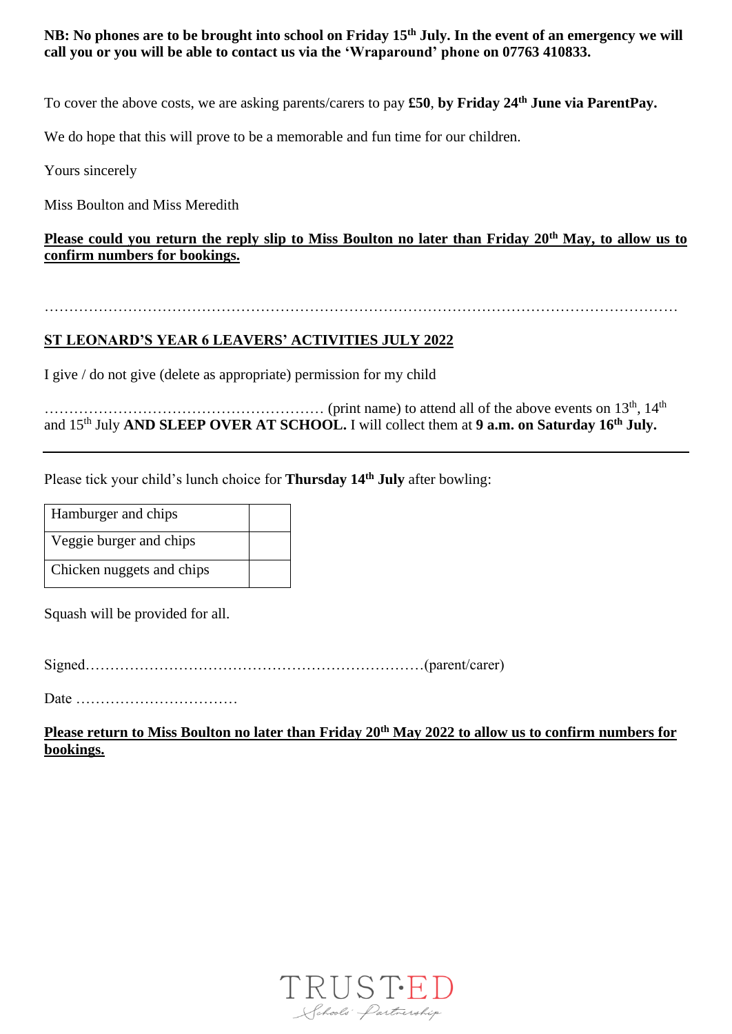**NB: No phones are to be brought into school on Friday 15th July. In the event of an emergency we will call you or you will be able to contact us via the 'Wraparound' phone on 07763 410833.**

To cover the above costs, we are asking parents/carers to pay **£50**, **by Friday 24th June via ParentPay.**

We do hope that this will prove to be a memorable and fun time for our children.

Yours sincerely

Miss Boulton and Miss Meredith

**Please could you return the reply slip to Miss Boulton no later than Friday 20th May, to allow us to confirm numbers for bookings.**

…………………………………………………………………………………………………………………

**ST LEONARD'S YEAR 6 LEAVERS' ACTIVITIES JULY 2022**

I give / do not give (delete as appropriate) permission for my child

………………………………………………… (print name) to attend all of the above events on 13th, 14th and 15th July **AND SLEEP OVER AT SCHOOL.** I will collect them at **9 a.m. on Saturday 16th July.**

---

Please tick your child's lunch choice for **Thursday 14th July** after bowling:

| | |
|---|---|
| Hamburger and chips | |
| Veggie burger and chips | |
| Chicken nuggets and chips | |

Squash will be provided for all.

Signed……………………………………………………………(parent/carer)

Date ……………………………

**Please return to Miss Boulton no later than Friday 20th May 2022 to allow us to confirm numbers for bookings.**

TRUST·ED Schools' Partnership